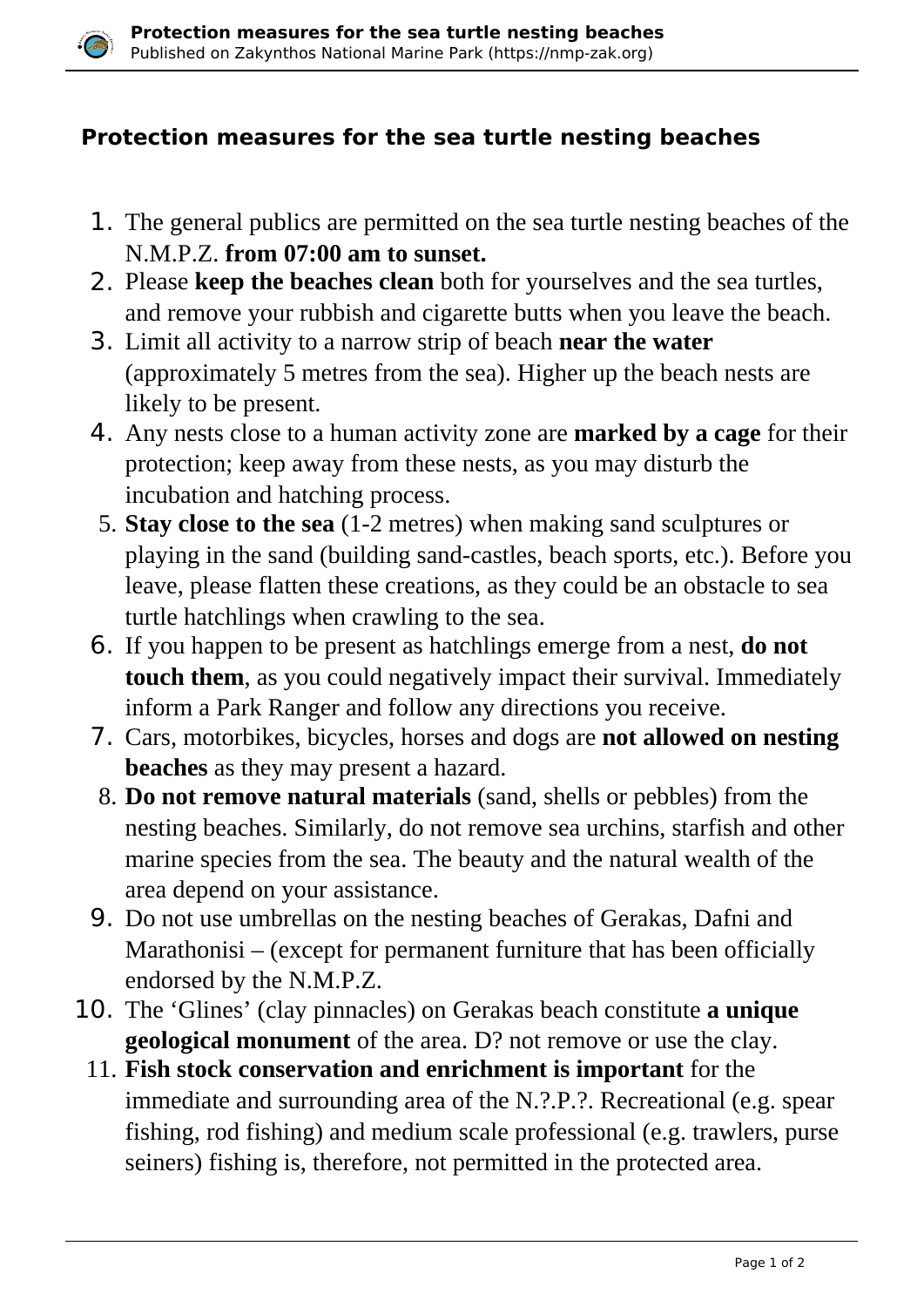## Protection measures for the sea turtle nesting beaches

1. The general publics are permitted on the sea turtle nesting beaches of the N.M.P.Z. **from 07:00 am to sunset.**
2. Please **keep the beaches clean** both for yourselves and the sea turtles, and remove your rubbish and cigarette butts when you leave the beach.
3. Limit all activity to a narrow strip of beach **near the water** (approximately 5 metres from the sea). Higher up the beach nests are likely to be present.
4. Any nests close to a human activity zone are **marked by a cage** for their protection; keep away from these nests, as you may disturb the incubation and hatching process.
5. **Stay close to the sea** (1-2 metres) when making sand sculptures or playing in the sand (building sand-castles, beach sports, etc.). Before you leave, please flatten these creations, as they could be an obstacle to sea turtle hatchlings when crawling to the sea.
6. If you happen to be present as hatchlings emerge from a nest, **do not touch them**, as you could negatively impact their survival. Immediately inform a Park Ranger and follow any directions you receive.
7. Cars, motorbikes, bicycles, horses and dogs are **not allowed on nesting beaches** as they may present a hazard.
8. **Do not remove natural materials** (sand, shells or pebbles) from the nesting beaches. Similarly, do not remove sea urchins, starfish and other marine species from the sea. The beauty and the natural wealth of the area depend on your assistance.
9. Do not use umbrellas on the nesting beaches of Gerakas, Dafni and Marathonisi – (except for permanent furniture that has been officially endorsed by the N.M.P.Z.
10. The ‘Glines’ (clay pinnacles) on Gerakas beach constitute **a unique geological monument** of the area. D? not remove or use the clay.
11. **Fish stock conservation and enrichment is important** for the immediate and surrounding area of the N.?.P.?. Recreational (e.g. spear fishing, rod fishing) and medium scale professional (e.g. trawlers, purse seiners) fishing is, therefore, not permitted in the protected area.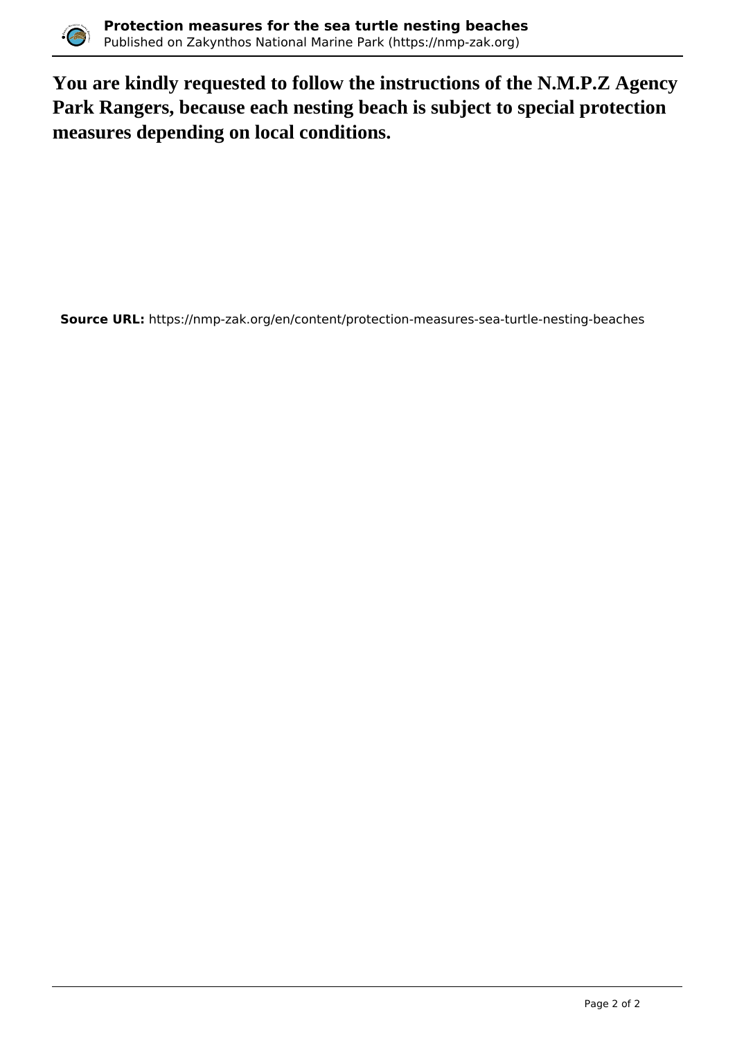**You are kindly requested to follow the instructions of the N.M.P.Z Agency Park Rangers, because each nesting beach is subject to special protection measures depending on local conditions.**

**Source URL:** https://nmp-zak.org/en/content/protection-measures-sea-turtle-nesting-beaches